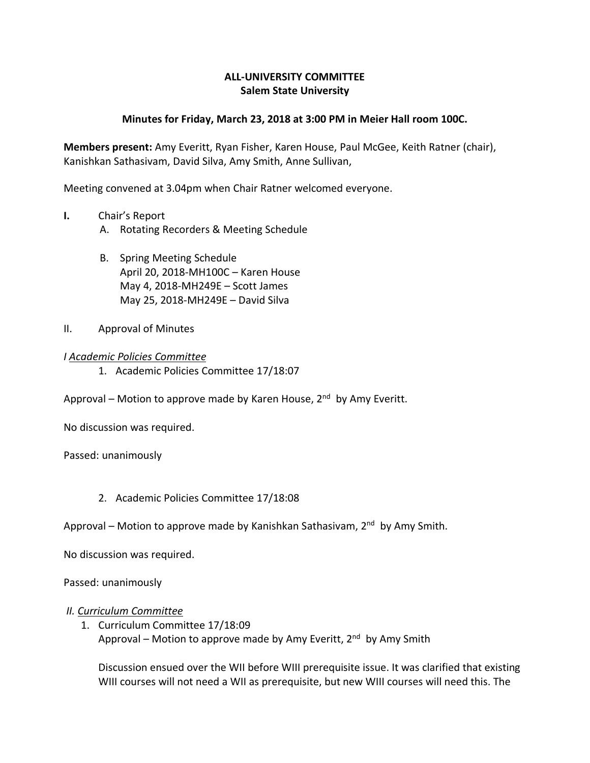**ALL-UNIVERSITY COMMITTEE**
**Salem State University**

**Minutes for Friday, March 23, 2018 at 3:00 PM in Meier Hall room 100C.**

**Members present:** Amy Everitt, Ryan Fisher, Karen House, Paul McGee, Keith Ratner (chair), Kanishkan Sathasivam, David Silva, Amy Smith, Anne Sullivan,

Meeting convened at 3.04pm when Chair Ratner welcomed everyone.

**I.** Chair's Report

A. Rotating Recorders & Meeting Schedule

B. Spring Meeting Schedule
April 20, 2018-MH100C – Karen House
May 4, 2018-MH249E – Scott James
May 25, 2018-MH249E – David Silva

II. Approval of Minutes

*I Academic Policies Committee*

1. Academic Policies Committee 17/18:07

Approval – Motion to approve made by Karen House, 2nd by Amy Everitt.

No discussion was required.

Passed: unanimously

2. Academic Policies Committee 17/18:08

Approval – Motion to approve made by Kanishkan Sathasivam, 2nd by Amy Smith.

No discussion was required.

Passed: unanimously

*II. Curriculum Committee*

1. Curriculum Committee 17/18:09
Approval – Motion to approve made by Amy Everitt, 2nd by Amy Smith

Discussion ensued over the WII before WIII prerequisite issue. It was clarified that existing WIII courses will not need a WII as prerequisite, but new WIII courses will need this. The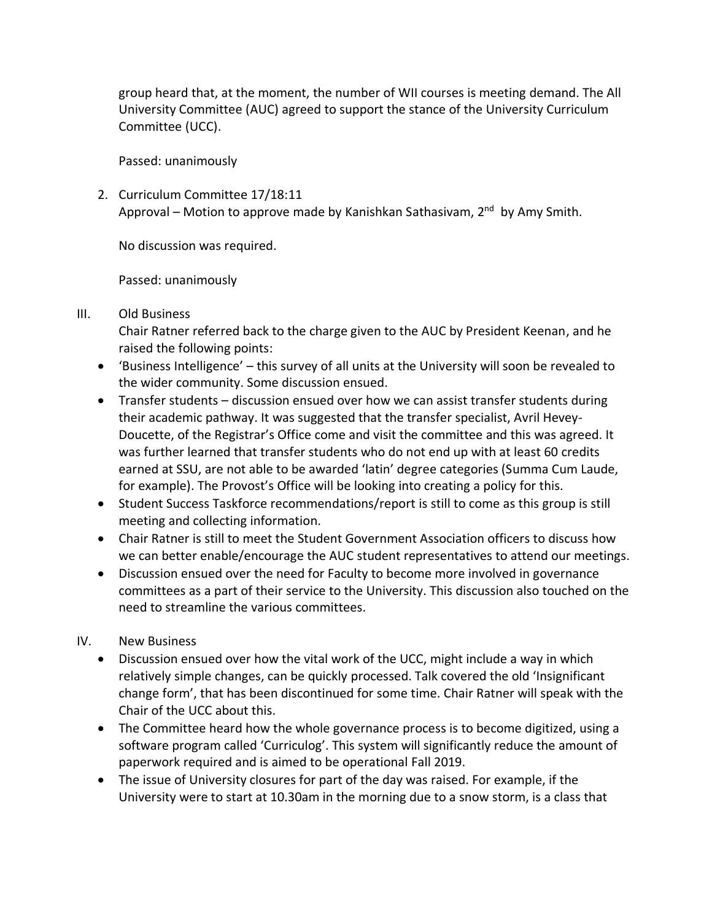group heard that, at the moment, the number of WII courses is meeting demand. The All University Committee (AUC) agreed to support the stance of the University Curriculum Committee (UCC).

Passed: unanimously

2. Curriculum Committee 17/18:11
   Approval – Motion to approve made by Kanishkan Sathasivam, 2nd by Amy Smith.

   No discussion was required.

   Passed: unanimously

III. Old Business

Chair Ratner referred back to the charge given to the AUC by President Keenan, and he raised the following points:

- 'Business Intelligence' – this survey of all units at the University will soon be revealed to the wider community. Some discussion ensued.
- Transfer students – discussion ensued over how we can assist transfer students during their academic pathway. It was suggested that the transfer specialist, Avril Hevey-Doucette, of the Registrar's Office come and visit the committee and this was agreed. It was further learned that transfer students who do not end up with at least 60 credits earned at SSU, are not able to be awarded 'latin' degree categories (Summa Cum Laude, for example). The Provost's Office will be looking into creating a policy for this.
- Student Success Taskforce recommendations/report is still to come as this group is still meeting and collecting information.
- Chair Ratner is still to meet the Student Government Association officers to discuss how we can better enable/encourage the AUC student representatives to attend our meetings.
- Discussion ensued over the need for Faculty to become more involved in governance committees as a part of their service to the University. This discussion also touched on the need to streamline the various committees.

IV. New Business

- Discussion ensued over how the vital work of the UCC, might include a way in which relatively simple changes, can be quickly processed. Talk covered the old 'Insignificant change form', that has been discontinued for some time. Chair Ratner will speak with the Chair of the UCC about this.
- The Committee heard how the whole governance process is to become digitized, using a software program called 'Curriculog'. This system will significantly reduce the amount of paperwork required and is aimed to be operational Fall 2019.
- The issue of University closures for part of the day was raised. For example, if the University were to start at 10.30am in the morning due to a snow storm, is a class that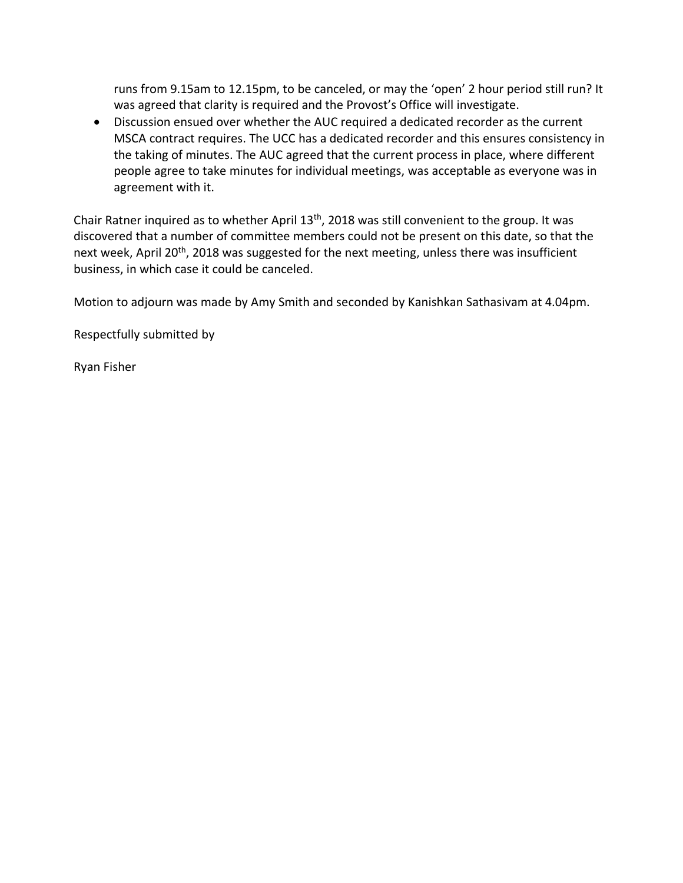runs from 9.15am to 12.15pm, to be canceled, or may the 'open' 2 hour period still run? It was agreed that clarity is required and the Provost's Office will investigate.

- Discussion ensued over whether the AUC required a dedicated recorder as the current MSCA contract requires. The UCC has a dedicated recorder and this ensures consistency in the taking of minutes. The AUC agreed that the current process in place, where different people agree to take minutes for individual meetings, was acceptable as everyone was in agreement with it.

Chair Ratner inquired as to whether April 13th, 2018 was still convenient to the group. It was discovered that a number of committee members could not be present on this date, so that the next week, April 20th, 2018 was suggested for the next meeting, unless there was insufficient business, in which case it could be canceled.

Motion to adjourn was made by Amy Smith and seconded by Kanishkan Sathasivam at 4.04pm.

Respectfully submitted by

Ryan Fisher